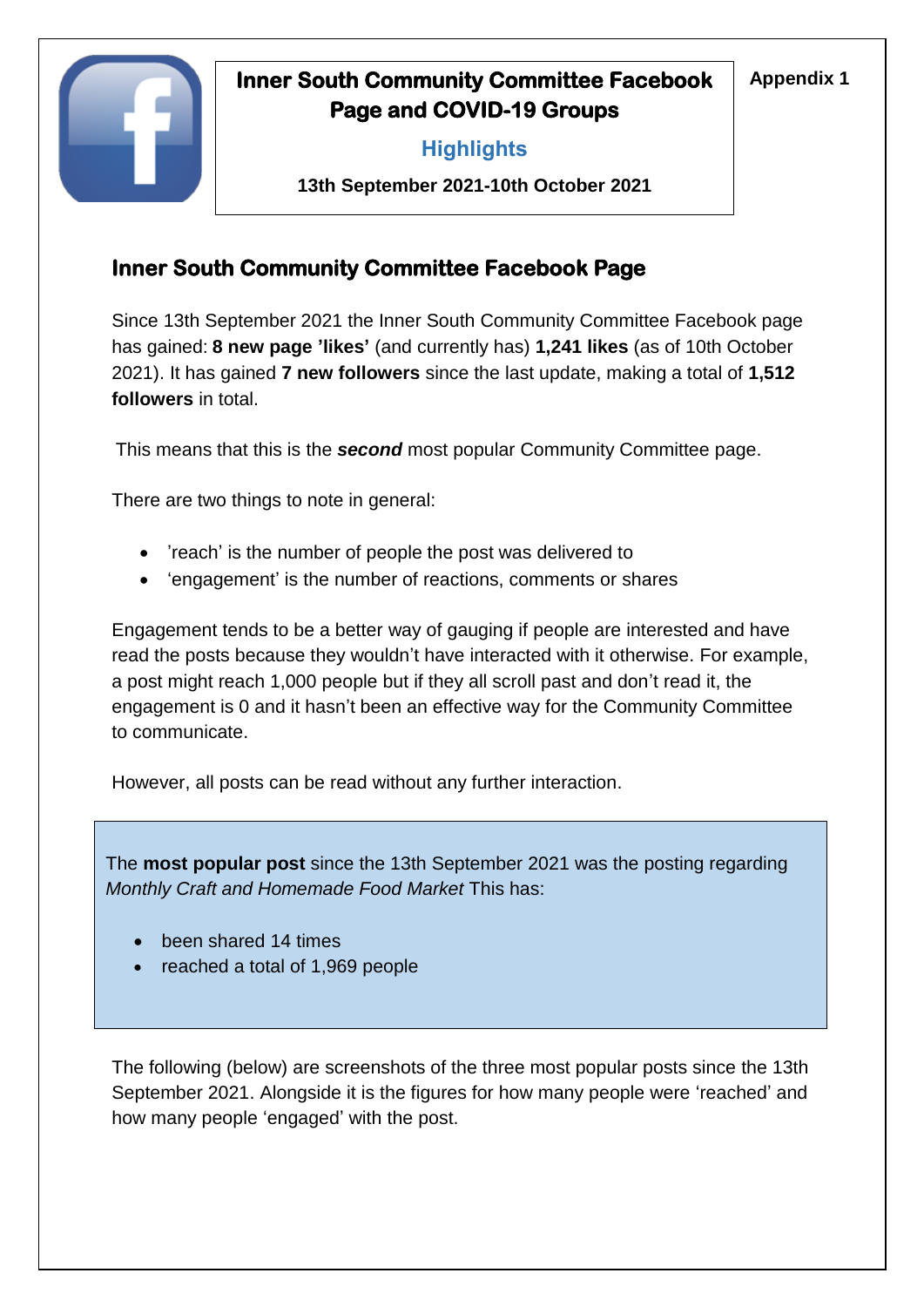**Appendix 1**

# Inner South Community Committee Facebook Page and COVID-19 Groups

### Highlights

**13th September 2021-10th October 2021**

## Inner South Community Committee Facebook Page

Since 13th September 2021 the Inner South Community Committee Facebook page has gained: **8 new page 'likes'** (and currently has) **1,241 likes** (as of 10th October 2021). It has gained **7 new followers** since the last update, making a total of **1,512 followers** in total.

This means that this is the ***second*** most popular Community Committee page.

There are two things to note in general:

- 'reach' is the number of people the post was delivered to
- 'engagement' is the number of reactions, comments or shares

Engagement tends to be a better way of gauging if people are interested and have read the posts because they wouldn't have interacted with it otherwise. For example, a post might reach 1,000 people but if they all scroll past and don't read it, the engagement is 0 and it hasn't been an effective way for the Community Committee to communicate.

However, all posts can be read without any further interaction.

The **most popular post** since the 13th September 2021 was the posting regarding *Monthly Craft and Homemade Food Market* This has:

- been shared 14 times
- reached a total of 1,969 people

The following (below) are screenshots of the three most popular posts since the 13th September 2021. Alongside it is the figures for how many people were 'reached' and how many people 'engaged' with the post.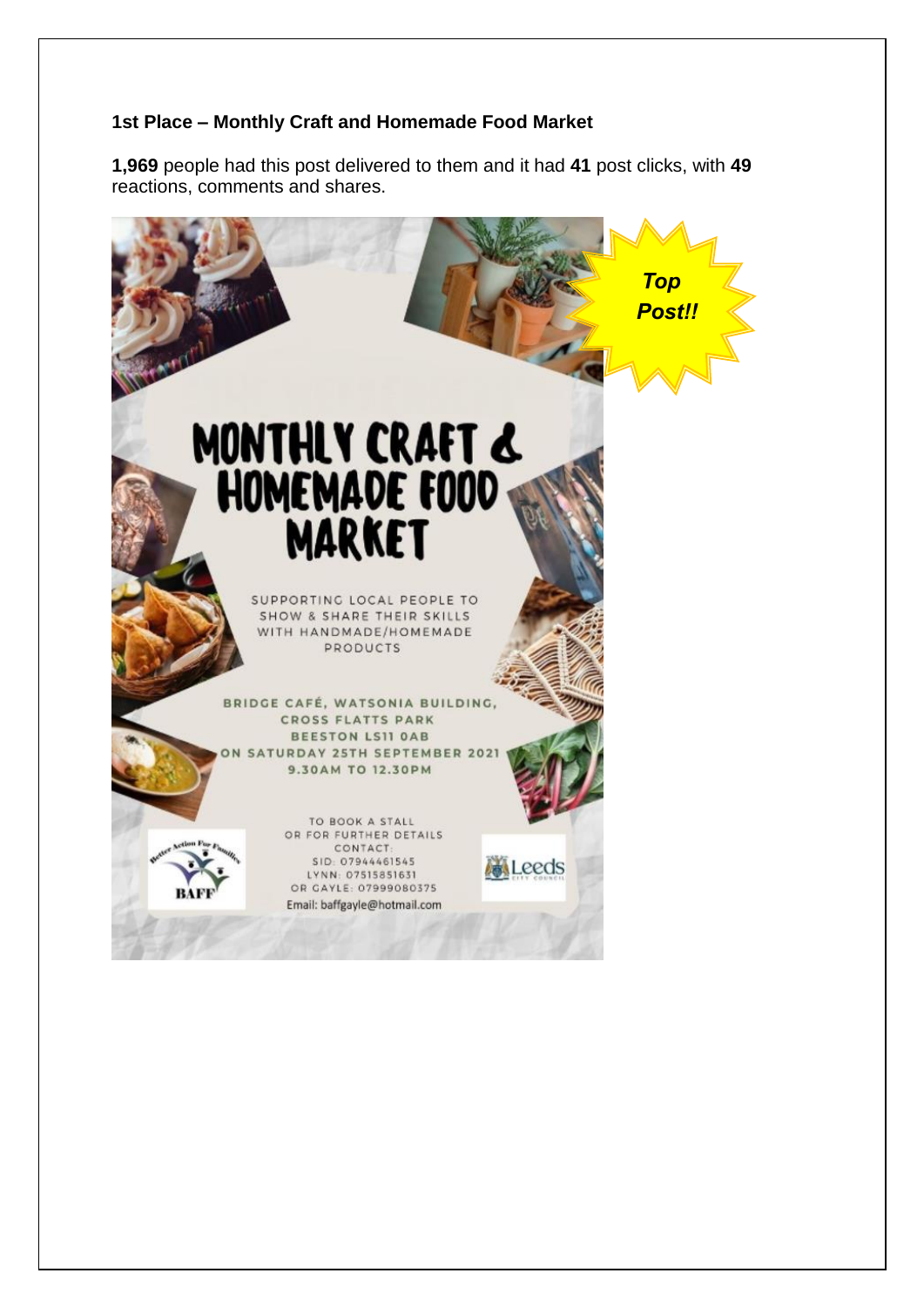**1st Place – Monthly Craft and Homemade Food Market**

**1,969** people had this post delivered to them and it had **41** post clicks, with **49** reactions, comments and shares.

*Top Post!!*

MONTHLY CRAFT & HOMEMADE FOOD MARKET

SUPPORTING LOCAL PEOPLE TO SHOW & SHARE THEIR SKILLS WITH HANDMADE/HOMEMADE PRODUCTS

BRIDGE CAFÉ, WATSONIA BUILDING, CROSS FLATTS PARK BEESTON LS11 0AB ON SATURDAY 25TH SEPTEMBER 2021 9.30AM TO 12.30PM

TO BOOK A STALL OR FOR FURTHER DETAILS CONTACT:
SID: 07944461545
LYNN: 07515851631
OR GAYLE: 07999080375
Email: baffgayle@hotmail.com

Better Action For Families BAFF

Leeds City Council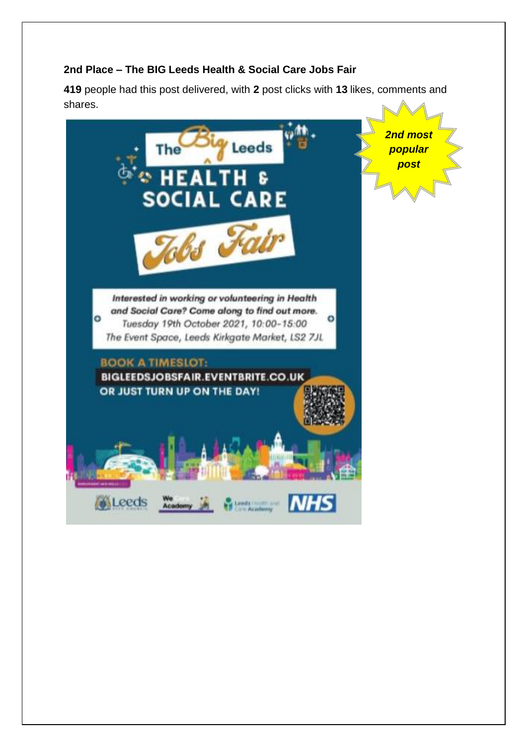**2nd Place – The BIG Leeds Health & Social Care Jobs Fair**

**419** people had this post delivered, with **2** post clicks with **13** likes, comments and shares.

*2nd most popular post*

The Big Leeds HEALTH & SOCIAL CARE Jobs Fair

Interested in working or volunteering in Health and Social Care? Come along to find out more.
Tuesday 19th October 2021, 10:00-15:00
The Event Space, Leeds Kirkgate Market, LS2 7JL

BOOK A TIMESLOT:
BIGLEEDSJOBSFAIR.EVENTBRITE.CO.UK
OR JUST TURN UP ON THE DAY!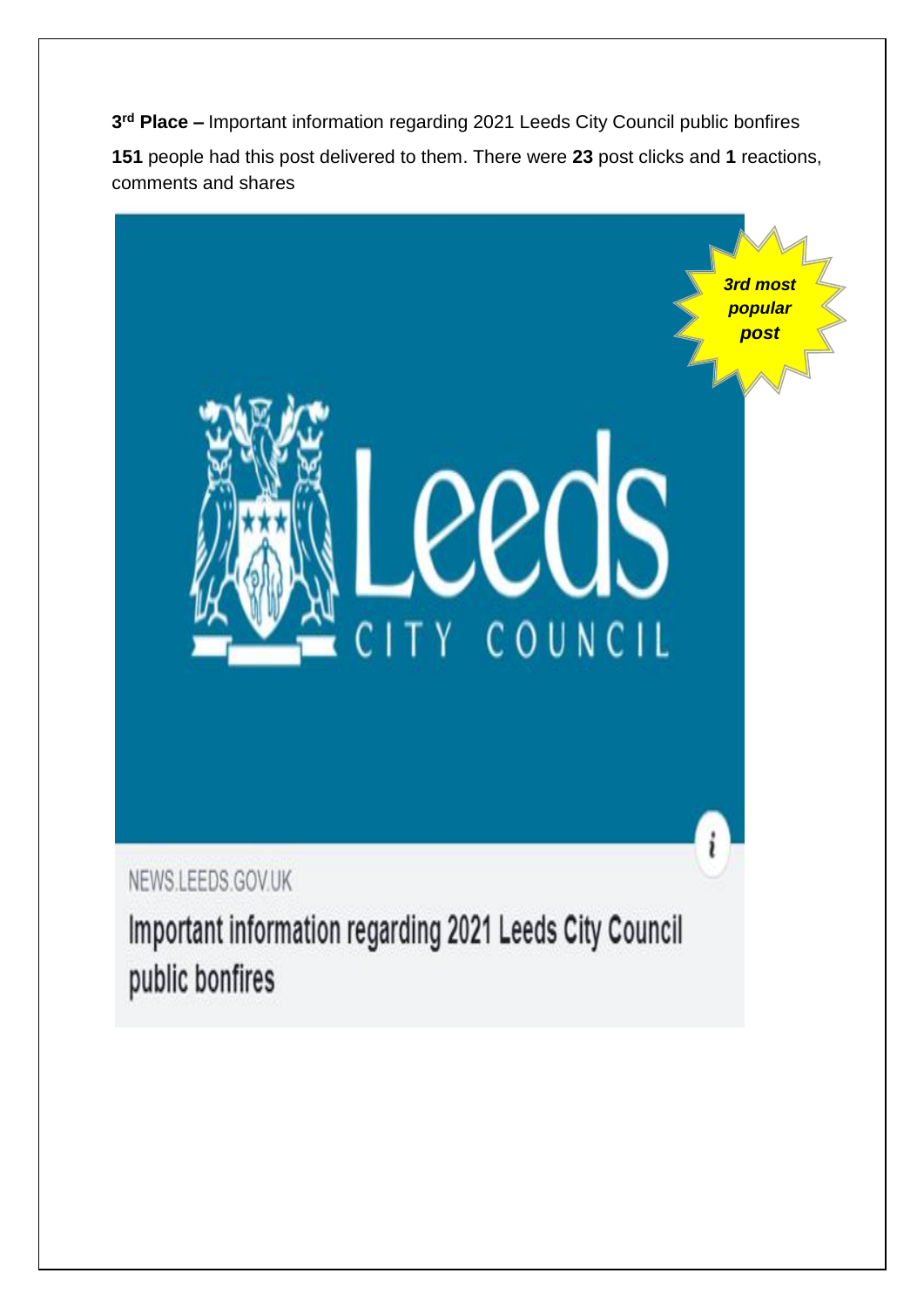**3rd Place –** Important information regarding 2021 Leeds City Council public bonfires

**151** people had this post delivered to them. There were **23** post clicks and **1** reactions, comments and shares

***3rd most popular post***

Leeds CITY COUNCIL

NEWS.LEEDS.GOV.UK

Important information regarding 2021 Leeds City Council public bonfires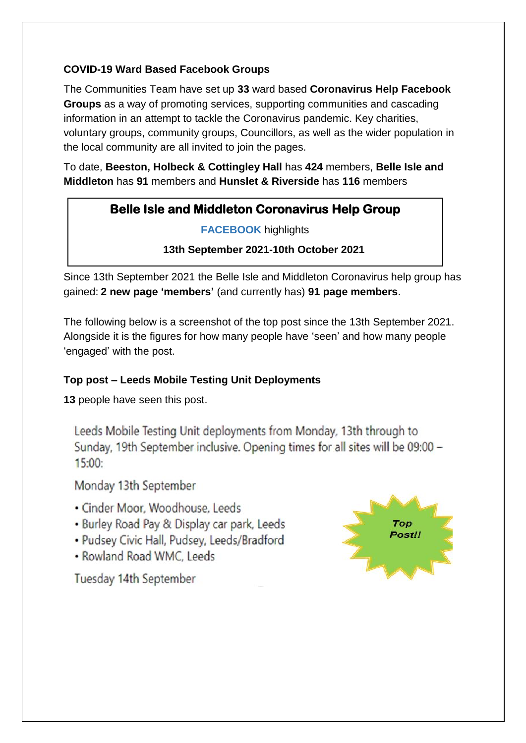**COVID-19 Ward Based Facebook Groups**

The Communities Team have set up **33** ward based **Coronavirus Help Facebook Groups** as a way of promoting services, supporting communities and cascading information in an attempt to tackle the Coronavirus pandemic. Key charities, voluntary groups, community groups, Councillors, as well as the wider population in the local community are all invited to join the pages.

To date, **Beeston, Holbeck & Cottingley Hall** has **424** members, **Belle Isle and Middleton** has **91** members and **Hunslet & Riverside** has **116** members

**Belle Isle and Middleton Coronavirus Help Group**

**FACEBOOK** highlights

**13th September 2021-10th October 2021**

Since 13th September 2021 the Belle Isle and Middleton Coronavirus help group has gained: **2 new page 'members'** (and currently has) **91 page members**.

The following below is a screenshot of the top post since the 13th September 2021. Alongside it is the figures for how many people have 'seen' and how many people 'engaged' with the post.

**Top post – Leeds Mobile Testing Unit Deployments**

**13** people have seen this post.

Leeds Mobile Testing Unit deployments from Monday, 13th through to Sunday, 19th September inclusive. Opening times for all sites will be 09:00 – 15:00:

Monday 13th September

- Cinder Moor, Woodhouse, Leeds
- Burley Road Pay & Display car park, Leeds
- Pudsey Civic Hall, Pudsey, Leeds/Bradford
- Rowland Road WMC, Leeds

Tuesday 14th September

*Top Post!!*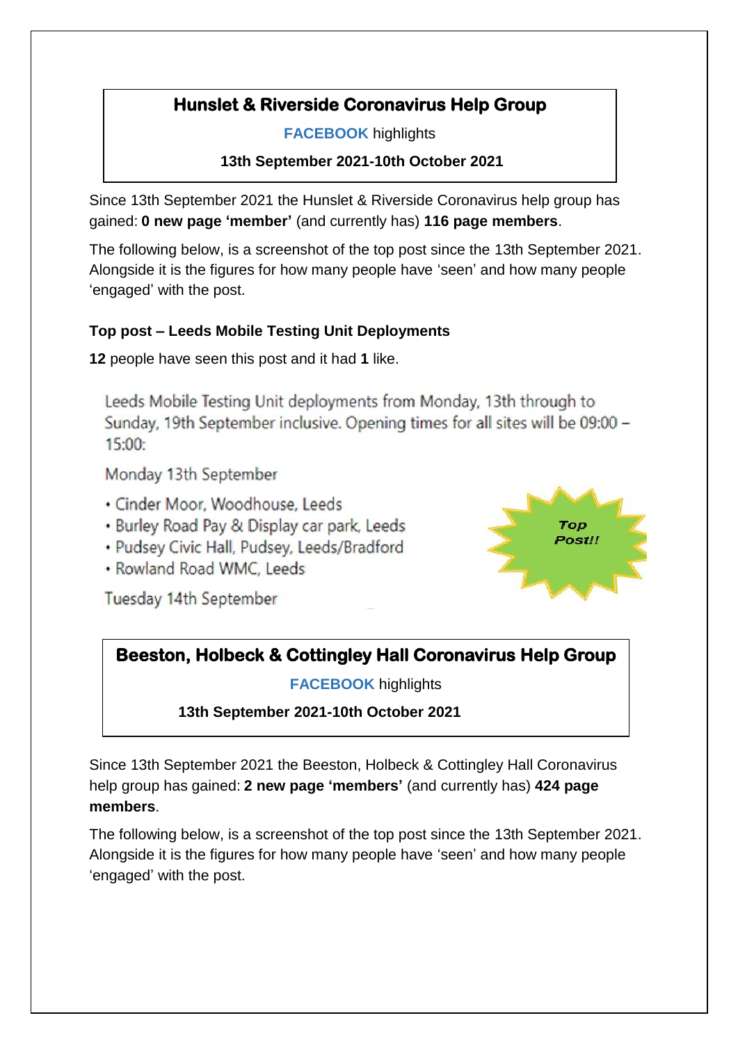## Hunslet & Riverside Coronavirus Help Group

**FACEBOOK** highlights

**13th September 2021-10th October 2021**

Since 13th September 2021 the Hunslet & Riverside Coronavirus help group has gained: **0 new page 'member'** (and currently has) **116 page members**.

The following below, is a screenshot of the top post since the 13th September 2021. Alongside it is the figures for how many people have 'seen' and how many people 'engaged' with the post.

### Top post – Leeds Mobile Testing Unit Deployments

**12** people have seen this post and it had **1** like.

Leeds Mobile Testing Unit deployments from Monday, 13th through to Sunday, 19th September inclusive. Opening times for all sites will be 09:00 – 15:00:

Monday 13th September

- Cinder Moor, Woodhouse, Leeds
- Burley Road Pay & Display car park, Leeds
- Pudsey Civic Hall, Pudsey, Leeds/Bradford
- Rowland Road WMC, Leeds

Tuesday 14th September

*Top Post!!*

## Beeston, Holbeck & Cottingley Hall Coronavirus Help Group

**FACEBOOK** highlights

**13th September 2021-10th October 2021**

Since 13th September 2021 the Beeston, Holbeck & Cottingley Hall Coronavirus help group has gained: **2 new page 'members'** (and currently has) **424 page members**.

The following below, is a screenshot of the top post since the 13th September 2021. Alongside it is the figures for how many people have 'seen' and how many people 'engaged' with the post.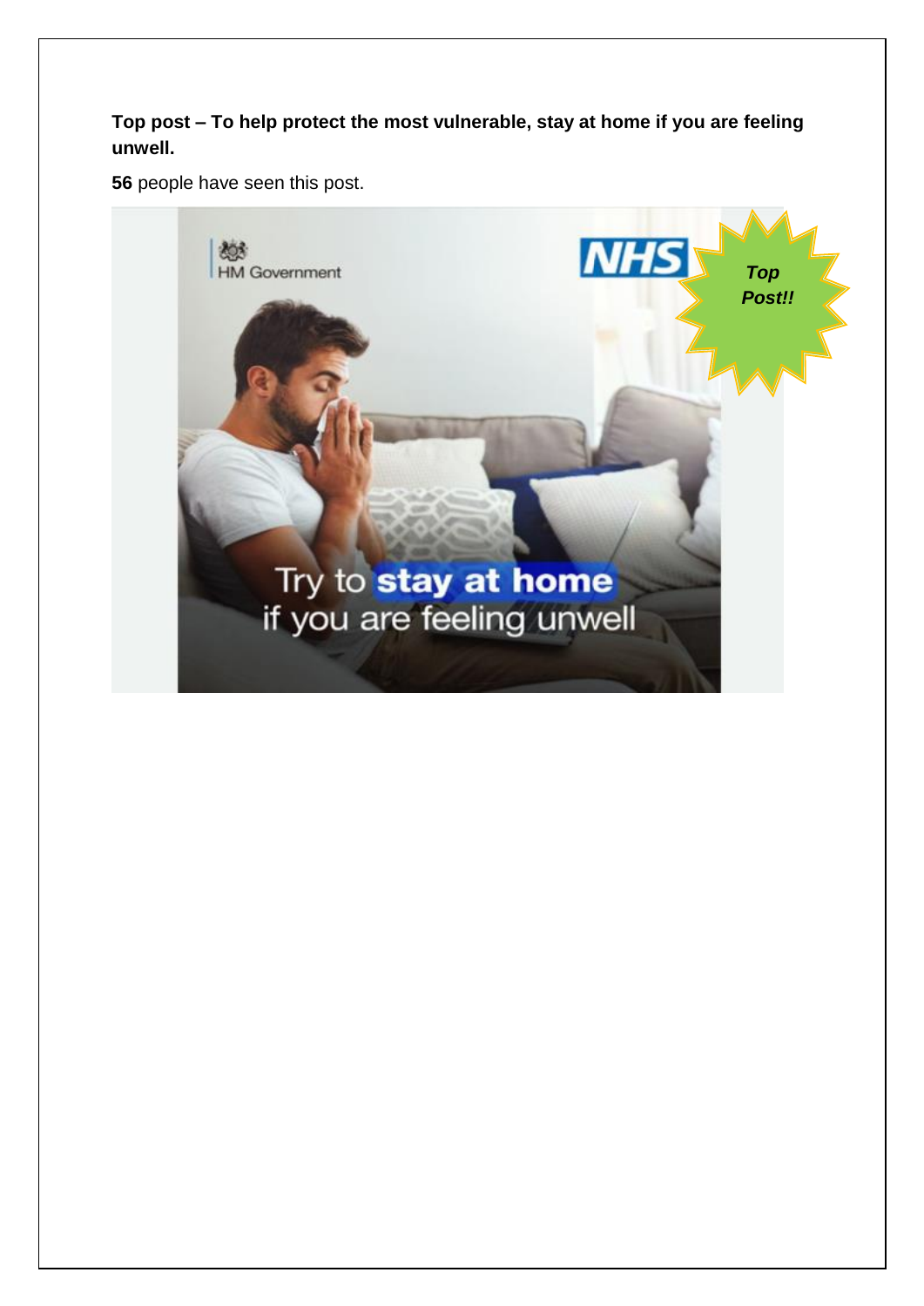**Top post – To help protect the most vulnerable, stay at home if you are feeling unwell.**

**56** people have seen this post.